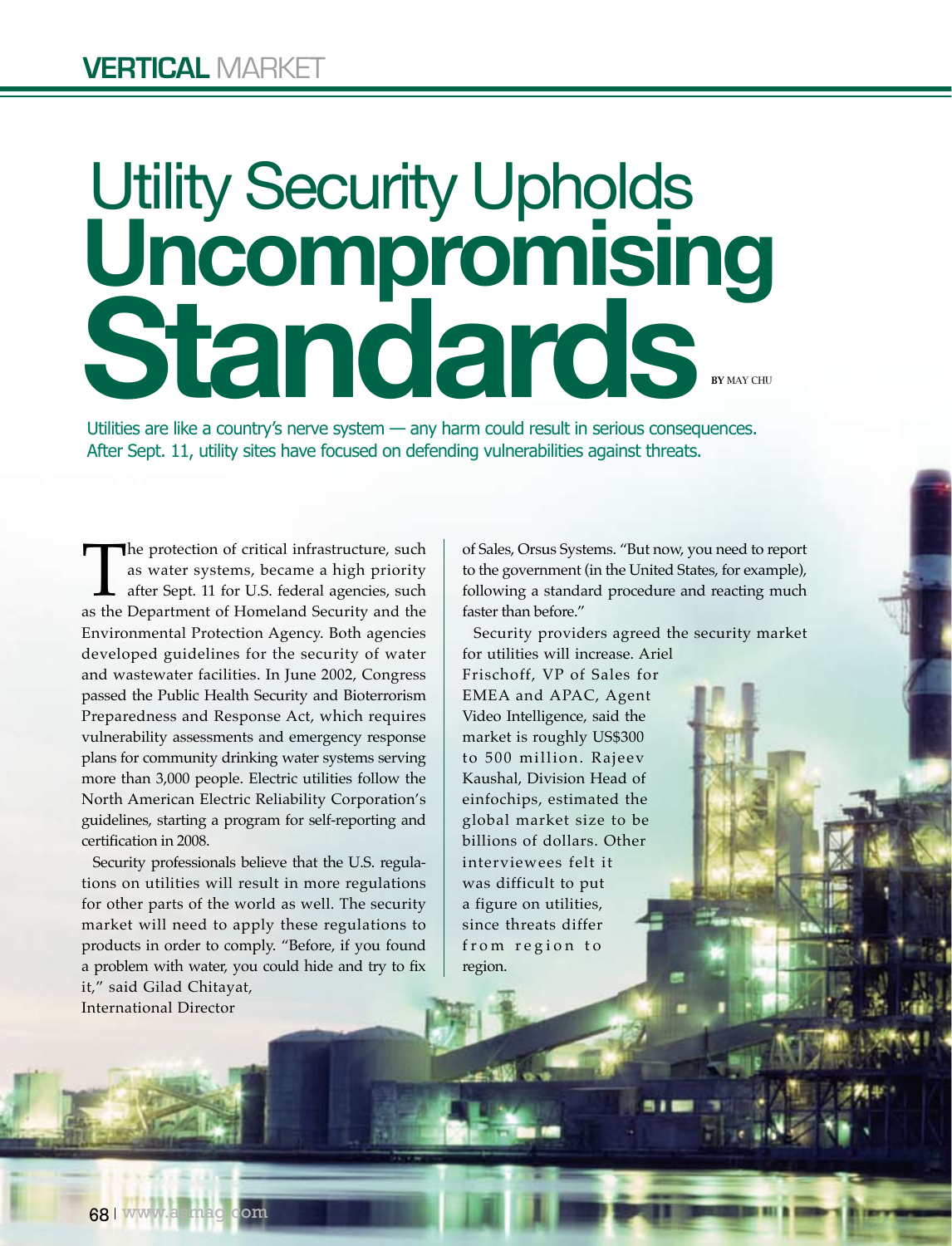VERTICAL MARKET

# Utility Security Upholds **Uncompromising Standards**

BY MAY CHU

Utilities are like a country's nerve system — any harm could result in serious consequences. After Sept. 11, utility sites have focused on defending vulnerabilities against threats.

The protection of critical infrastructure, such as water systems, became a high priority after Sept. 11 for U.S. federal agencies, such as the Department of Homeland Security and the Environmental Protection Agency. Both agencies developed guidelines for the security of water and wastewater facilities. In June 2002, Congress passed the Public Health Security and Bioterrorism Preparedness and Response Act, which requires vulnerability assessments and emergency response plans for community drinking water systems serving more than 3,000 people. Electric utilities follow the North American Electric Reliability Corporation's guidelines, starting a program for self-reporting and certification in 2008.

Security professionals believe that the U.S. regulations on utilities will result in more regulations for other parts of the world as well. The security market will need to apply these regulations to products in order to comply. "Before, if you found a problem with water, you could hide and try to fix it," said Gilad Chitayat, International Director of Sales, Orsus Systems. "But now, you need to report to the government (in the United States, for example), following a standard procedure and reacting much faster than before."

Security providers agreed the security market for utilities will increase. Ariel Frischoff, VP of Sales for EMEA and APAC, Agent Video Intelligence, said the market is roughly US$300 to 500 million. Rajeev Kaushal, Division Head of einfochips, estimated the global market size to be billions of dollars. Other interviewees felt it was difficult to put a figure on utilities, since threats differ from region to region.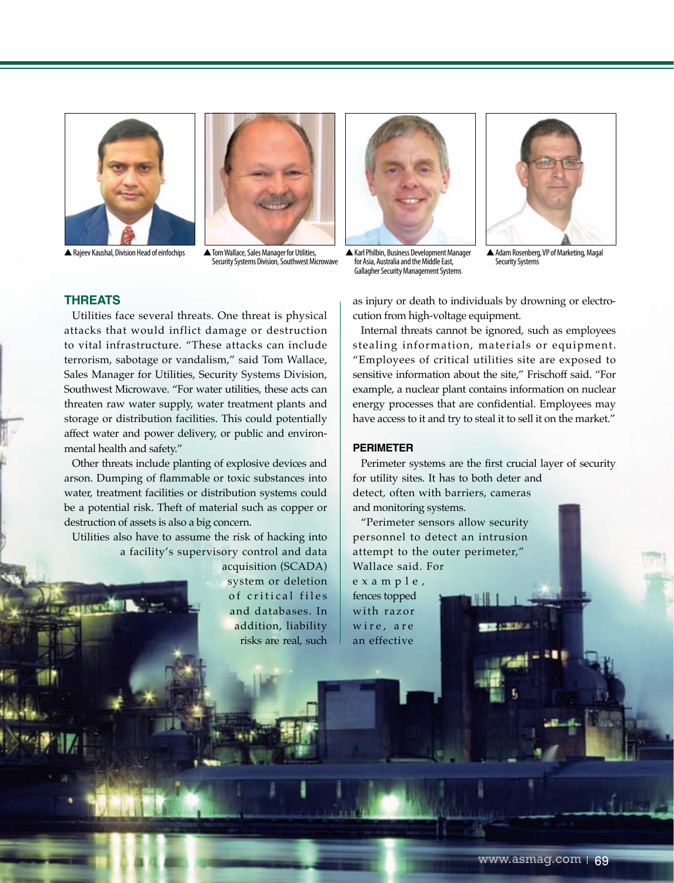▲ Rajeev Kaushal, Division Head of einfochips

▲ Tom Wallace, Sales Manager for Utilities, Security Systems Division, Southwest Microwave

▲ Karl Philbin, Business Development Manager for Asia, Australia and the Middle East, Gallagher Security Management Systems

▲ Adam Rosenberg, VP of Marketing, Magal Security Systems

## THREATS

Utilities face several threats. One threat is physical attacks that would inflict damage or destruction to vital infrastructure. "These attacks can include terrorism, sabotage or vandalism," said Tom Wallace, Sales Manager for Utilities, Security Systems Division, Southwest Microwave. "For water utilities, these acts can threaten raw water supply, water treatment plants and storage or distribution facilities. This could potentially affect water and power delivery, or public and environmental health and safety."

Other threats include planting of explosive devices and arson. Dumping of flammable or toxic substances into water, treatment facilities or distribution systems could be a potential risk. Theft of material such as copper or destruction of assets is also a big concern.

Utilities also have to assume the risk of hacking into a facility's supervisory control and data acquisition (SCADA) system or deletion of critical files and databases. In addition, liability risks are real, such as injury or death to individuals by drowning or electrocution from high-voltage equipment.

Internal threats cannot be ignored, such as employees stealing information, materials or equipment. "Employees of critical utilities site are exposed to sensitive information about the site," Frischoff said. "For example, a nuclear plant contains information on nuclear energy processes that are confidential. Employees may have access to it and try to steal it to sell it on the market."

### PERIMETER

Perimeter systems are the first crucial layer of security for utility sites. It has to both deter and detect, often with barriers, cameras and monitoring systems.

"Perimeter sensors allow security personnel to detect an intrusion attempt to the outer perimeter," Wallace said. For example, fences topped with razor wire, are an effective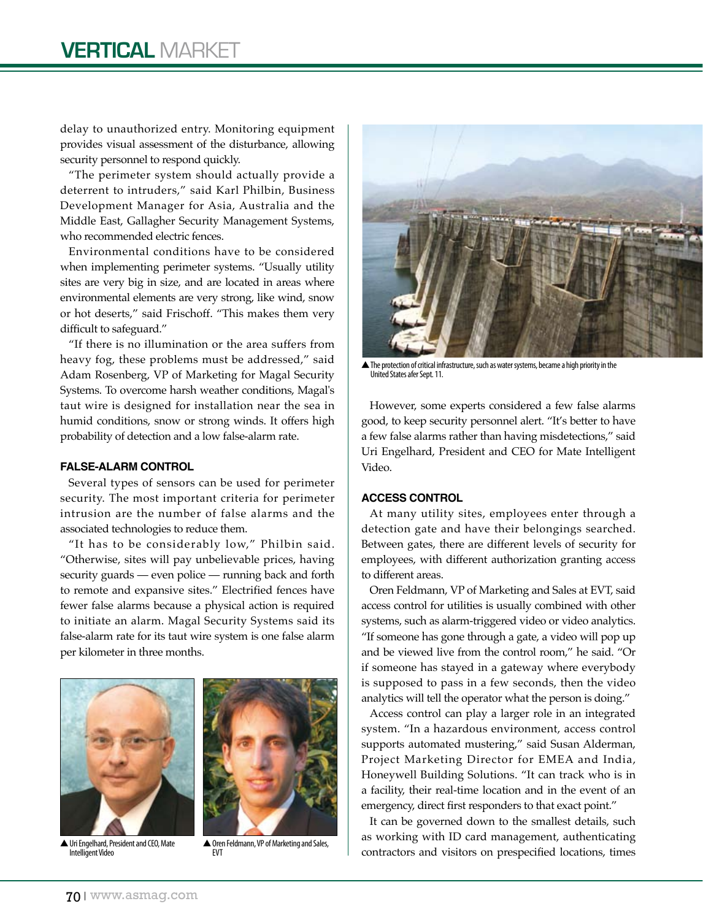delay to unauthorized entry. Monitoring equipment provides visual assessment of the disturbance, allowing security personnel to respond quickly.

"The perimeter system should actually provide a deterrent to intruders," said Karl Philbin, Business Development Manager for Asia, Australia and the Middle East, Gallagher Security Management Systems, who recommended electric fences.

Environmental conditions have to be considered when implementing perimeter systems. "Usually utility sites are very big in size, and are located in areas where environmental elements are very strong, like wind, snow or hot deserts," said Frischoff. "This makes them very difficult to safeguard."

"If there is no illumination or the area suffers from heavy fog, these problems must be addressed," said Adam Rosenberg, VP of Marketing for Magal Security Systems. To overcome harsh weather conditions, Magal's taut wire is designed for installation near the sea in humid conditions, snow or strong winds. It offers high probability of detection and a low false-alarm rate.

### FALSE-ALARM CONTROL

Several types of sensors can be used for perimeter security. The most important criteria for perimeter intrusion are the number of false alarms and the associated technologies to reduce them.

"It has to be considerably low," Philbin said. "Otherwise, sites will pay unbelievable prices, having security guards — even police — running back and forth to remote and expansive sites." Electrified fences have fewer false alarms because a physical action is required to initiate an alarm. Magal Security Systems said its false-alarm rate for its taut wire system is one false alarm per kilometer in three months.

▲ Uri Engelhard, President and CEO, Mate Intelligent Video

▲ Oren Feldmann, VP of Marketing and Sales, EVT

▲ The protection of critical infrastructure, such as water systems, became a high priority in the United States afer Sept. 11.

However, some experts considered a few false alarms good, to keep security personnel alert. "It's better to have a few false alarms rather than having misdetections," said Uri Engelhard, President and CEO for Mate Intelligent Video.

### ACCESS CONTROL

At many utility sites, employees enter through a detection gate and have their belongings searched. Between gates, there are different levels of security for employees, with different authorization granting access to different areas.

Oren Feldmann, VP of Marketing and Sales at EVT, said access control for utilities is usually combined with other systems, such as alarm-triggered video or video analytics. "If someone has gone through a gate, a video will pop up and be viewed live from the control room," he said. "Or if someone has stayed in a gateway where everybody is supposed to pass in a few seconds, then the video analytics will tell the operator what the person is doing."

Access control can play a larger role in an integrated system. "In a hazardous environment, access control supports automated mustering," said Susan Alderman, Project Marketing Director for EMEA and India, Honeywell Building Solutions. "It can track who is in a facility, their real-time location and in the event of an emergency, direct first responders to that exact point."

It can be governed down to the smallest details, such as working with ID card management, authenticating contractors and visitors on prespecified locations, times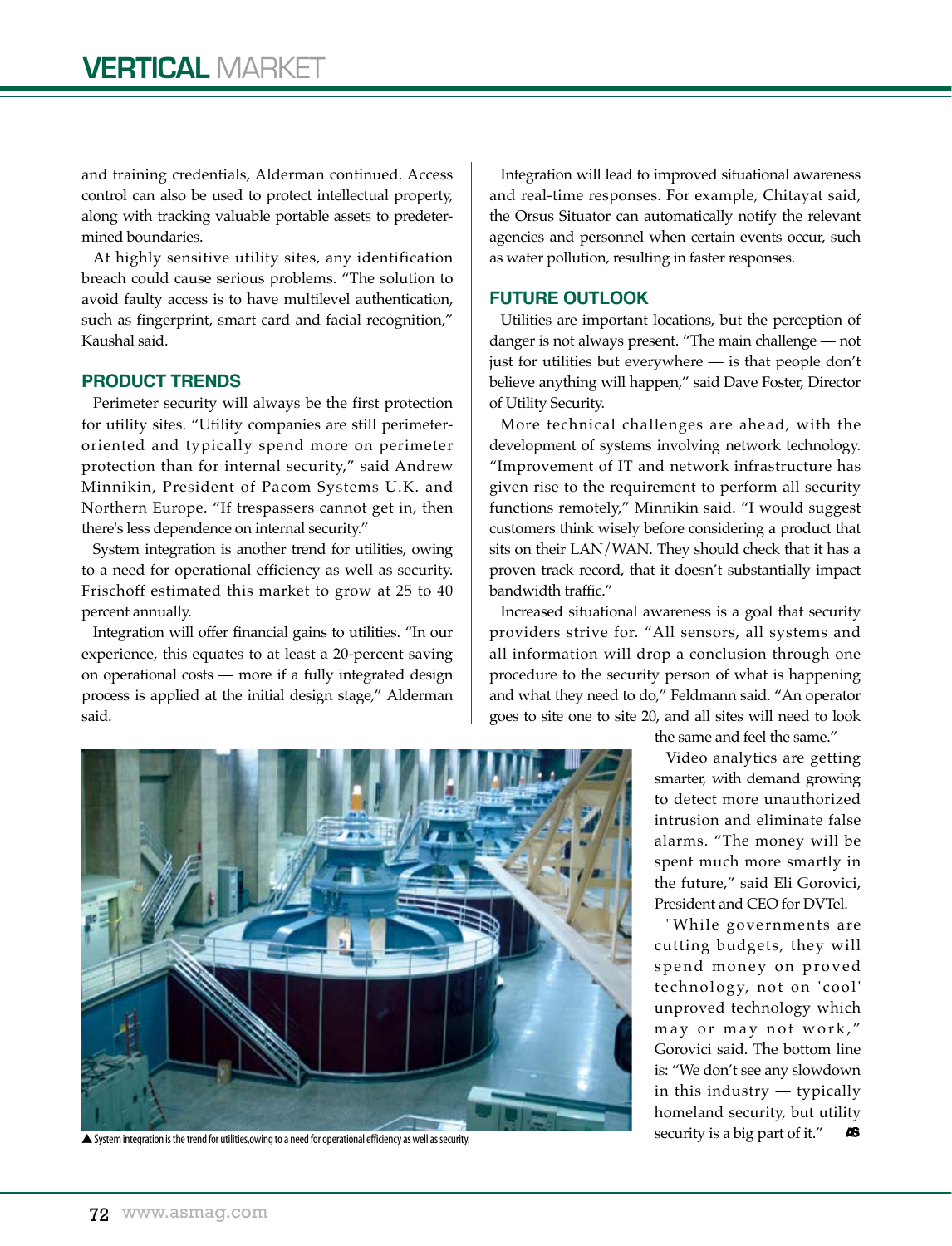and training credentials, Alderman continued. Access control can also be used to protect intellectual property, along with tracking valuable portable assets to predetermined boundaries.

At highly sensitive utility sites, any identification breach could cause serious problems. "The solution to avoid faulty access is to have multilevel authentication, such as fingerprint, smart card and facial recognition," Kaushal said.

## PRODUCT TRENDS

Perimeter security will always be the first protection for utility sites. "Utility companies are still perimeter-oriented and typically spend more on perimeter protection than for internal security," said Andrew Minnikin, President of Pacom Systems U.K. and Northern Europe. "If trespassers cannot get in, then there's less dependence on internal security."

System integration is another trend for utilities, owing to a need for operational efficiency as well as security. Frischoff estimated this market to grow at 25 to 40 percent annually.

Integration will offer financial gains to utilities. "In our experience, this equates to at least a 20-percent saving on operational costs — more if a fully integrated design process is applied at the initial design stage," Alderman said.

Integration will lead to improved situational awareness and real-time responses. For example, Chitayat said, the Orsus Situator can automatically notify the relevant agencies and personnel when certain events occur, such as water pollution, resulting in faster responses.

## FUTURE OUTLOOK

Utilities are important locations, but the perception of danger is not always present. "The main challenge — not just for utilities but everywhere — is that people don't believe anything will happen," said Dave Foster, Director of Utility Security.

More technical challenges are ahead, with the development of systems involving network technology. "Improvement of IT and network infrastructure has given rise to the requirement to perform all security functions remotely," Minnikin said. "I would suggest customers think wisely before considering a product that sits on their LAN/WAN. They should check that it has a proven track record, that it doesn't substantially impact bandwidth traffic."

Increased situational awareness is a goal that security providers strive for. "All sensors, all systems and all information will drop a conclusion through one procedure to the security person of what is happening and what they need to do," Feldmann said. "An operator goes to site one to site 20, and all sites will need to look the same and feel the same."

Video analytics are getting smarter, with demand growing to detect more unauthorized intrusion and eliminate false alarms. "The money will be spent much more smartly in the future," said Eli Gorovici, President and CEO for DVTel.

"While governments are cutting budgets, they will spend money on proved technology, not on 'cool' unproved technology which may or may not work," Gorovici said. The bottom line is: "We don't see any slowdown in this industry — typically homeland security, but utility security is a big part of it." AS

▲ System integration is the trend for utilities,owing to a need for operational efficiency as well as security.